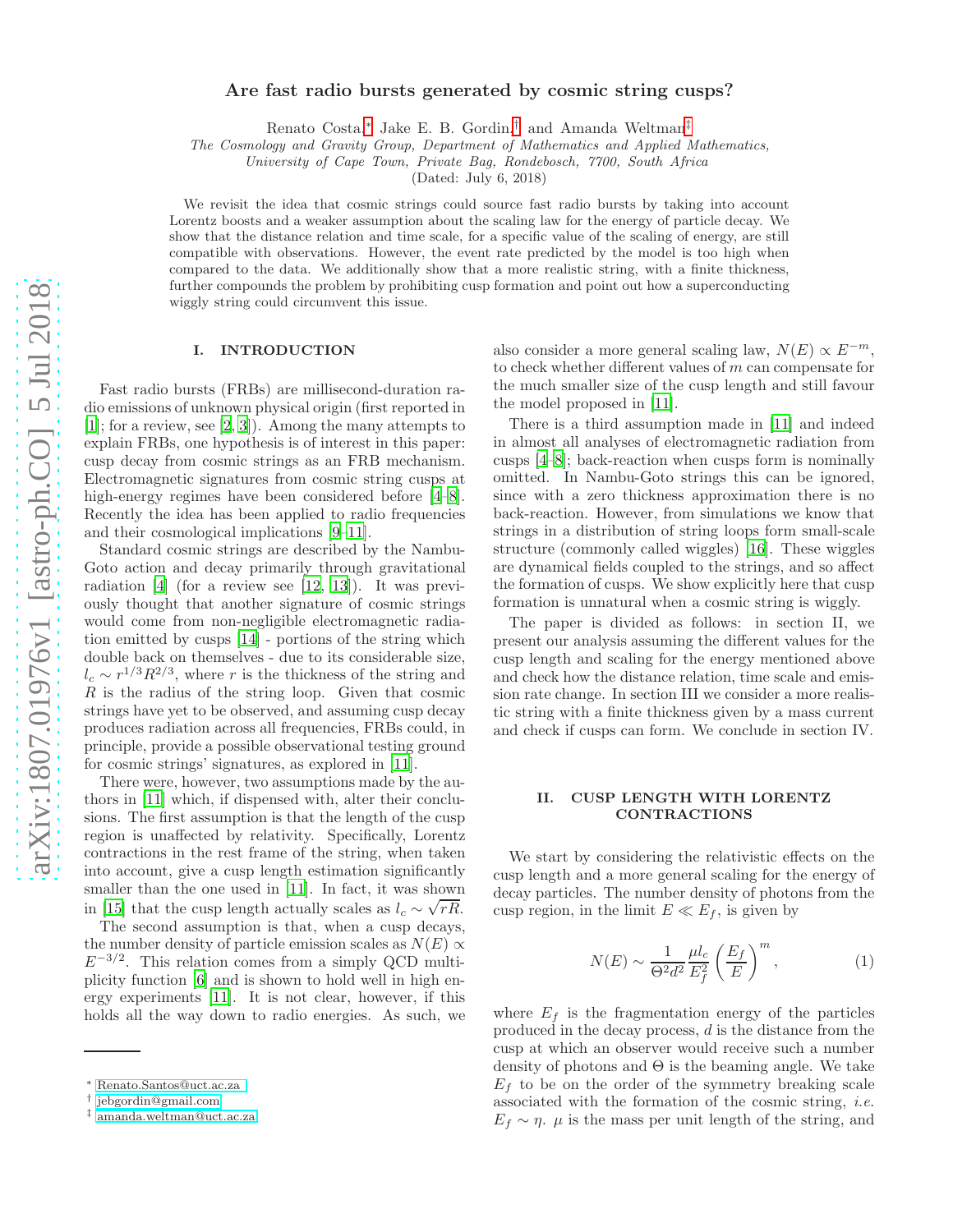# Are fast radio bursts generated by cosmic string cusps?

Renato Costa,[*] Jake E. B. Gordin,[†] and Amanda Weltman[‡]

*The Cosmology and Gravity Group, Department of Mathematics and Applied Mathematics, University of Cape Town, Private Bag, Rondebosch, 7700, South Africa*

(Dated: July 6, 2018)

We revisit the idea that cosmic strings could source fast radio bursts by taking into account Lorentz boosts and a weaker assumption about the scaling law for the energy of particle decay. We show that the distance relation and time scale, for a specific value of the scaling of energy, are still compatible with observations. However, the event rate predicted by the model is too high when compared to the data. We additionally show that a more realistic string, with a finite thickness, further compounds the problem by prohibiting cusp formation and point out how a superconducting wiggly string could circumvent this issue.

## I. INTRODUCTION

Fast radio bursts (FRBs) are millisecond-duration radio emissions of unknown physical origin (first reported in [1]; for a review, see [2, 3]). Among the many attempts to explain FRBs, one hypothesis is of interest in this paper: cusp decay from cosmic strings as an FRB mechanism. Electromagnetic signatures from cosmic string cusps at high-energy regimes have been considered before [4–8]. Recently the idea has been applied to radio frequencies and their cosmological implications [9–11].

Standard cosmic strings are described by the Nambu-Goto action and decay primarily through gravitational radiation [4] (for a review see [12, 13]). It was previously thought that another signature of cosmic strings would come from non-negligible electromagnetic radiation emitted by cusps [14] - portions of the string which double back on themselves - due to its considerable size, $l_c \sim r^{1/3}R^{2/3}$, where $r$ is the thickness of the string and $R$ is the radius of the string loop. Given that cosmic strings have yet to be observed, and assuming cusp decay produces radiation across all frequencies, FRBs could, in principle, provide a possible observational testing ground for cosmic strings' signatures, as explored in [11].

There were, however, two assumptions made by the authors in [11] which, if dispensed with, alter their conclusions. The first assumption is that the length of the cusp region is unaffected by relativity. Specifically, Lorentz contractions in the rest frame of the string, when taken into account, give a cusp length estimation significantly smaller than the one used in [11]. In fact, it was shown in [15] that the cusp length actually scales as $l_c \sim \sqrt{rR}$.

The second assumption is that, when a cusp decays, the number density of particle emission scales as $N(E) \propto E^{-3/2}$. This relation comes from a simply QCD multiplicity function [6] and is shown to hold well in high energy experiments [11]. It is not clear, however, if this holds all the way down to radio energies. As such, we also consider a more general scaling law, $N(E) \propto E^{-m}$, to check whether different values of $m$ can compensate for the much smaller size of the cusp length and still favour the model proposed in [11].

There is a third assumption made in [11] and indeed in almost all analyses of electromagnetic radiation from cusps [4–8]; back-reaction when cusps form is nominally omitted. In Nambu-Goto strings this can be ignored, since with a zero thickness approximation there is no back-reaction. However, from simulations we know that strings in a distribution of string loops form small-scale structure (commonly called wiggles) [16]. These wiggles are dynamical fields coupled to the strings, and so affect the formation of cusps. We show explicitly here that cusp formation is unnatural when a cosmic string is wiggly.

The paper is divided as follows: in section II, we present our analysis assuming the different values for the cusp length and scaling for the energy mentioned above and check how the distance relation, time scale and emission rate change. In section III we consider a more realistic string with a finite thickness given by a mass current and check if cusps can form. We conclude in section IV.

## II. CUSP LENGTH WITH LORENTZ CONTRACTIONS

We start by considering the relativistic effects on the cusp length and a more general scaling for the energy of decay particles. The number density of photons from the cusp region, in the limit $E \ll E_f$, is given by

$$N(E) \sim \frac{1}{\Theta^2 d^2} \frac{\mu l_c}{E_f^2} \left( \frac{E_f}{E} \right)^m, \tag{1}$$

where $E_f$ is the fragmentation energy of the particles produced in the decay process, $d$ is the distance from the cusp at which an observer would receive such a number density of photons and $\Theta$ is the beaming angle. We take $E_f$ to be on the order of the symmetry breaking scale associated with the formation of the cosmic string, *i.e.* $E_f \sim \eta$. $\mu$ is the mass per unit length of the string, and

---

[*] Renato.Santos@uct.ac.za
[†] jebgordin@gmail.com
[‡] amanda.weltman@uct.ac.za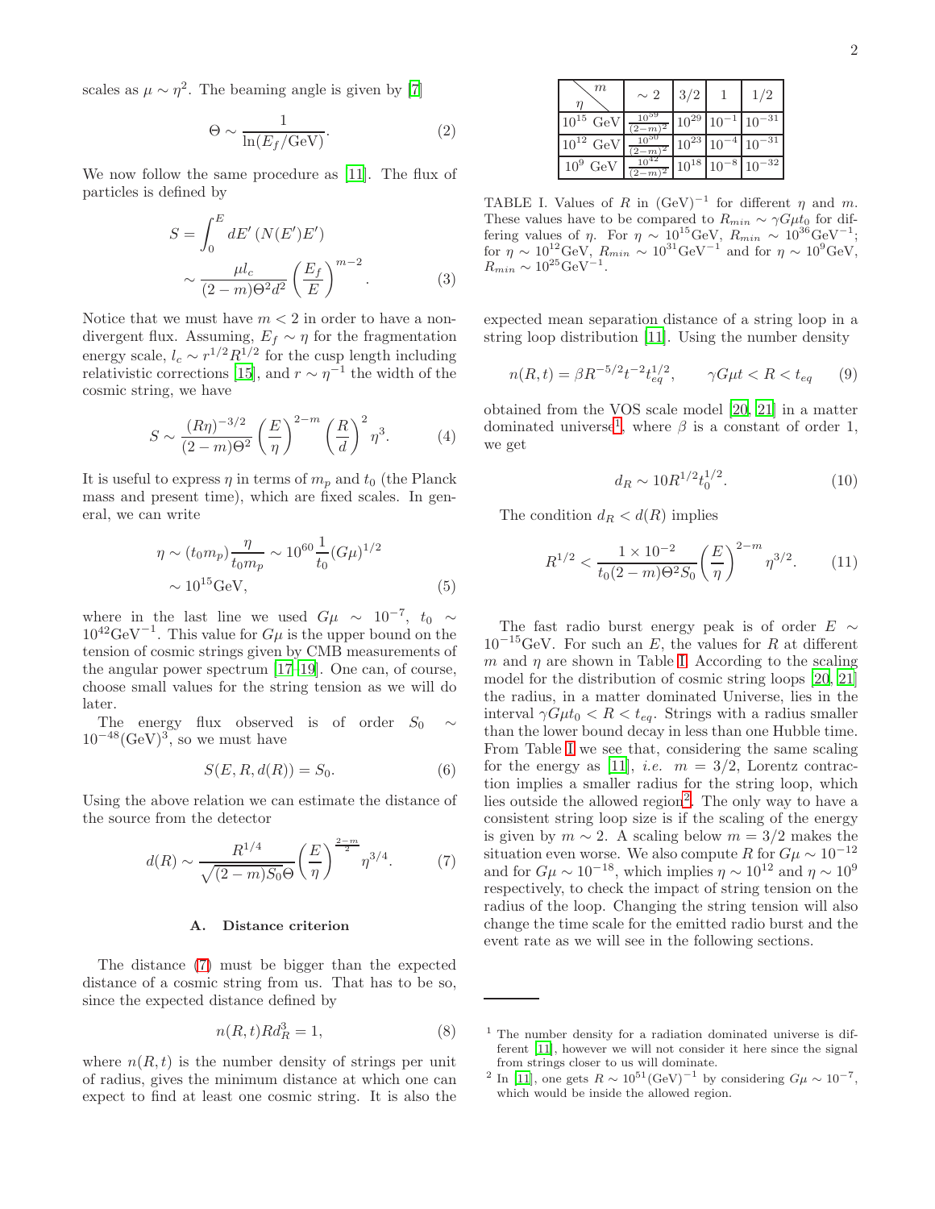scales as $\mu \sim \eta^2$. The beaming angle is given by [7]

$$\Theta \sim \frac{1}{\ln(E_f/\text{GeV})}. \tag{2}$$

We now follow the same procedure as [11]. The flux of particles is defined by

$$\begin{aligned} S &= \int_0^E dE' \left(N(E')E'\right) \\ &\sim \frac{\mu l_c}{(2-m)\Theta^2 d^2}\left(\frac{E_f}{E}\right)^{m-2}. \end{aligned} \tag{3}$$

Notice that we must have $m < 2$ in order to have a non-divergent flux. Assuming, $E_f \sim \eta$ for the fragmentation energy scale, $l_c \sim r^{1/2}R^{1/2}$ for the cusp length including relativistic corrections [15], and $r \sim \eta^{-1}$ the width of the cosmic string, we have

$$S \sim \frac{(R\eta)^{-3/2}}{(2-m)\Theta^2}\left(\frac{E}{\eta}\right)^{2-m}\left(\frac{R}{d}\right)^2 \eta^3. \tag{4}$$

It is useful to express $\eta$ in terms of $m_p$ and $t_0$ (the Planck mass and present time), which are fixed scales. In general, we can write

$$\begin{aligned} \eta &\sim (t_0 m_p)\frac{\eta}{t_0 m_p} \sim 10^{60}\frac{1}{t_0}(G\mu)^{1/2} \\ &\sim 10^{15}\text{GeV}, \end{aligned} \tag{5}$$

where in the last line we used $G\mu \sim 10^{-7}$, $t_0 \sim 10^{42}\text{GeV}^{-1}$. This value for $G\mu$ is the upper bound on the tension of cosmic strings given by CMB measurements of the angular power spectrum [17–19]. One can, of course, choose small values for the string tension as we will do later.

The energy flux observed is of order $S_0 \sim 10^{-48}(\text{GeV})^3$, so we must have

$$S(E, R, d(R)) = S_0. \tag{6}$$

Using the above relation we can estimate the distance of the source from the detector

$$d(R) \sim \frac{R^{1/4}}{\sqrt{(2-m)S_0}\,\Theta}\left(\frac{E}{\eta}\right)^{\frac{2-m}{2}}\eta^{3/4}. \tag{7}$$

### A. Distance criterion

The distance (7) must be bigger than the expected distance of a cosmic string from us. That has to be so, since the expected distance defined by

$$n(R,t)Rd_R^3 = 1, \tag{8}$$

where $n(R,t)$ is the number density of strings per unit of radius, gives the minimum distance at which one can expect to find at least one cosmic string. It is also the expected mean separation distance of a string loop in a string loop distribution [11]. Using the number density

$$n(R,t) = \beta R^{-5/2} t^{-2} t_{eq}^{1/2}, \qquad \gamma G\mu t < R < t_{eq} \tag{9}$$

obtained from the VOS scale model [20, 21] in a matter dominated universe[1], where $\beta$ is a constant of order 1, we get

$$d_R \sim 10 R^{1/2} t_0^{1/2}. \tag{10}$$

The condition $d_R < d(R)$ implies

$$R^{1/2} < \frac{1\times 10^{-2}}{t_0(2-m)\Theta^2 S_0}\left(\frac{E}{\eta}\right)^{2-m}\eta^{3/2}. \tag{11}$$

| $\eta$ \ $m$ | $\sim 2$ | 3/2 | 1 | 1/2 |
|---|---|---|---|---|
| $10^{15}$ GeV | $\frac{10^{59}}{(2-m)^2}$ | $10^{29}$ | $10^{-1}$ | $10^{-31}$ |
| $10^{12}$ GeV | $\frac{10^{50}}{(2-m)^2}$ | $10^{23}$ | $10^{-4}$ | $10^{-31}$ |
| $10^{9}$ GeV | $\frac{10^{42}}{(2-m)^2}$ | $10^{18}$ | $10^{-8}$ | $10^{-32}$ |

TABLE I. Values of $R$ in $(\text{GeV})^{-1}$ for different $\eta$ and $m$. These values have to be compared to $R_{min} \sim \gamma G\mu t_0$ for differing values of $\eta$. For $\eta \sim 10^{15}$GeV, $R_{min} \sim 10^{36}\text{GeV}^{-1}$; for $\eta \sim 10^{12}$GeV, $R_{min} \sim 10^{31}\text{GeV}^{-1}$ and for $\eta \sim 10^{9}$GeV, $R_{min} \sim 10^{25}\text{GeV}^{-1}$.

The fast radio burst energy peak is of order $E \sim 10^{-15}$GeV. For such an $E$, the values for $R$ at different $m$ and $\eta$ are shown in Table I. According to the scaling model for the distribution of cosmic string loops [20, 21] the radius, in a matter dominated Universe, lies in the interval $\gamma G\mu t_0 < R < t_{eq}$. Strings with a radius smaller than the lower bound decay in less than one Hubble time. From Table I we see that, considering the same scaling for the energy as [11], *i.e.* $m = 3/2$, Lorentz contraction implies a smaller radius for the string loop, which lies outside the allowed region[2]. The only way to have a consistent string loop size is if the scaling of the energy is given by $m \sim 2$. A scaling below $m = 3/2$ makes the situation even worse. We also compute $R$ for $G\mu \sim 10^{-12}$ and for $G\mu \sim 10^{-18}$, which implies $\eta \sim 10^{12}$ and $\eta \sim 10^{9}$ respectively, to check the impact of string tension on the radius of the loop. Changing the string tension will also change the time scale for the emitted radio burst and the event rate as we will see in the following sections.

---

[1] The number density for a radiation dominated universe is different [11], however we will not consider it here since the signal from strings closer to us will dominate.

[2] In [11], one gets $R \sim 10^{51}(\text{GeV})^{-1}$ by considering $G\mu \sim 10^{-7}$, which would be inside the allowed region.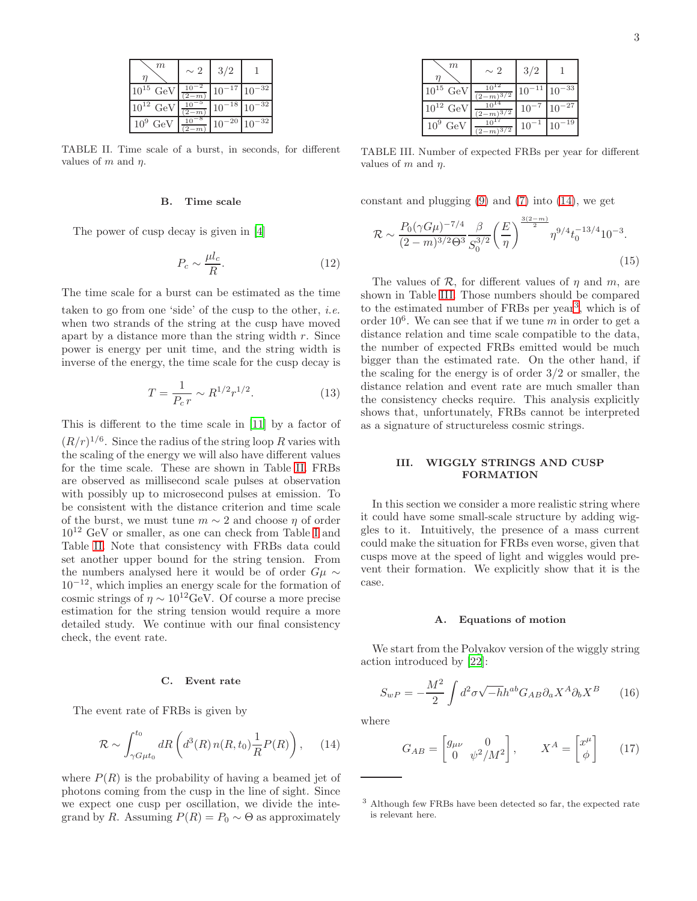| $\eta$ \ $m$ | $\sim 2$ | $3/2$ | $1$ |
|---|---|---|---|
| $10^{15}$ GeV | $\frac{10^{-2}}{(2-m)}$ | $10^{-17}$ | $10^{-32}$ |
| $10^{12}$ GeV | $\frac{10^{-5}}{(2-m)}$ | $10^{-18}$ | $10^{-32}$ |
| $10^{9}$ GeV | $\frac{10^{-8}}{(2-m)}$ | $10^{-20}$ | $10^{-32}$ |

TABLE II. Time scale of a burst, in seconds, for different values of $m$ and $\eta$.

### B. Time scale

The power of cusp decay is given in [4]

$$P_c \sim \frac{\mu l_c}{R}. \tag{12}$$

The time scale for a burst can be estimated as the time taken to go from one 'side' of the cusp to the other, *i.e.* when two strands of the string at the cusp have moved apart by a distance more than the string width $r$. Since power is energy per unit time, and the string width is inverse of the energy, the time scale for the cusp decay is

$$T = \frac{1}{P_c r} \sim R^{1/2} r^{1/2}. \tag{13}$$

This is different to the time scale in [11] by a factor of $(R/r)^{1/6}$. Since the radius of the string loop $R$ varies with the scaling of the energy we will also have different values for the time scale. These are shown in Table II. FRBs are observed as millisecond scale pulses at observation with possibly up to microsecond pulses at emission. To be consistent with the distance criterion and time scale of the burst, we must tune $m \sim 2$ and choose $\eta$ of order $10^{12}$ GeV or smaller, as one can check from Table I and Table II. Note that consistency with FRBs data could set another upper bound for the string tension. From the numbers analysed here it would be of order $G\mu \sim 10^{-12}$, which implies an energy scale for the formation of cosmic strings of $\eta \sim 10^{12}$GeV. Of course a more precise estimation for the string tension would require a more detailed study. We continue with our final consistency check, the event rate.

### C. Event rate

The event rate of FRBs is given by

$$\mathcal{R} \sim \int_{\gamma G\mu t_0}^{t_0} dR \left( d^3(R)\, n(R, t_0) \frac{1}{R} P(R) \right), \tag{14}$$

where $P(R)$ is the probability of having a beamed jet of photons coming from the cusp in the line of sight. Since we expect one cusp per oscillation, we divide the integrand by $R$. Assuming $P(R) = P_0 \sim \Theta$ as approximately constant and plugging (9) and (7) into (14), we get

$$\mathcal{R} \sim \frac{P_0 (\gamma G\mu)^{-7/4}}{(2-m)^{3/2} \Theta^3} \frac{\beta}{S_0^{3/2}} \left( \frac{E}{\eta} \right)^{\frac{3(2-m)}{2}} \eta^{9/4} t_0^{-13/4} 10^{-3}. \tag{15}$$

| $\eta$ \ $m$ | $\sim 2$ | $3/2$ | $1$ |
|---|---|---|---|
| $10^{15}$ GeV | $\frac{10^{12}}{(2-m)^{3/2}}$ | $10^{-11}$ | $10^{-33}$ |
| $10^{12}$ GeV | $\frac{10^{14}}{(2-m)^{3/2}}$ | $10^{-7}$ | $10^{-27}$ |
| $10^{9}$ GeV | $\frac{10^{17}}{(2-m)^{3/2}}$ | $10^{-1}$ | $10^{-19}$ |

TABLE III. Number of expected FRBs per year for different values of $m$ and $\eta$.

The values of $\mathcal{R}$, for different values of $\eta$ and $m$, are shown in Table III. Those numbers should be compared to the estimated number of FRBs per year[3], which is of order $10^6$. We can see that if we tune $m$ in order to get a distance relation and time scale compatible to the data, the number of expected FRBs emitted would be much bigger than the estimated rate. On the other hand, if the scaling for the energy is of order $3/2$ or smaller, the distance relation and event rate are much smaller than the consistency checks require. This analysis explicitly shows that, unfortunately, FRBs cannot be interpreted as a signature of structureless cosmic strings.

## III. WIGGLY STRINGS AND CUSP FORMATION

In this section we consider a more realistic string where it could have some small-scale structure by adding wiggles to it. Intuitively, the presence of a mass current could make the situation for FRBs even worse, given that cusps move at the speed of light and wiggles would prevent their formation. We explicitly show that it is the case.

### A. Equations of motion

We start from the Polyakov version of the wiggly string action introduced by [22]:

$$S_{wP} = -\frac{M^2}{2} \int d^2\sigma \sqrt{-h} h^{ab} G_{AB} \partial_a X^A \partial_b X^B \tag{16}$$

where

$$G_{AB} = \begin{bmatrix} g_{\mu\nu} & 0 \\ 0 & \psi^2/M^2 \end{bmatrix}, \qquad X^A = \begin{bmatrix} x^\mu \\ \phi \end{bmatrix} \tag{17}$$

[3] Although few FRBs have been detected so far, the expected rate is relevant here.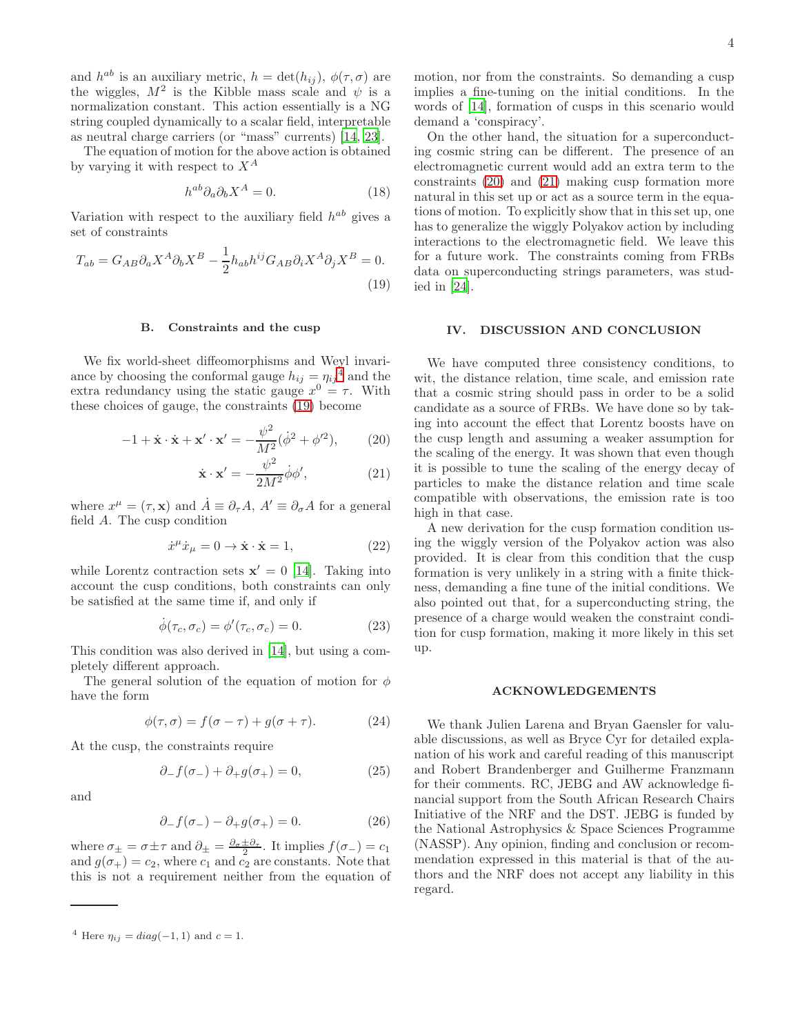and $h^{ab}$ is an auxiliary metric, $h = \det(h_{ij})$, $\phi(\tau, \sigma)$ are the wiggles, $M^2$ is the Kibble mass scale and $\psi$ is a normalization constant. This action essentially is a NG string coupled dynamically to a scalar field, interpretable as neutral charge carriers (or "mass" currents) [14, 23].

The equation of motion for the above action is obtained by varying it with respect to $X^A$

$$h^{ab}\partial_a\partial_b X^A = 0. \tag{18}$$

Variation with respect to the auxiliary field $h^{ab}$ gives a set of constraints

$$T_{ab} = G_{AB}\partial_a X^A \partial_b X^B - \frac{1}{2}h_{ab}h^{ij}G_{AB}\partial_i X^A \partial_j X^B = 0. \tag{19}$$

### B. Constraints and the cusp

We fix world-sheet diffeomorphisms and Weyl invariance by choosing the conformal gauge $h_{ij} = \eta_{ij}$[4] and the extra redundancy using the static gauge $x^0 = \tau$. With these choices of gauge, the constraints (19) become

$$-1 + \dot{\mathbf{x}} \cdot \dot{\mathbf{x}} + \mathbf{x}' \cdot \mathbf{x}' = -\frac{\psi^2}{M^2}(\dot{\phi}^2 + \phi'^2), \tag{20}$$

$$\dot{\mathbf{x}} \cdot \mathbf{x}' = -\frac{\psi^2}{2M^2}\dot{\phi}\phi', \tag{21}$$

where $x^\mu = (\tau, \mathbf{x})$ and $\dot{A} \equiv \partial_\tau A$, $A' \equiv \partial_\sigma A$ for a general field $A$. The cusp condition

$$\dot{x}^\mu \dot{x}_\mu = 0 \rightarrow \dot{\mathbf{x}} \cdot \dot{\mathbf{x}} = 1, \tag{22}$$

while Lorentz contraction sets $\mathbf{x}' = 0$ [14]. Taking into account the cusp conditions, both constraints can only be satisfied at the same time if, and only if

$$\dot{\phi}(\tau_c, \sigma_c) = \phi'(\tau_c, \sigma_c) = 0. \tag{23}$$

This condition was also derived in [14], but using a completely different approach.

The general solution of the equation of motion for $\phi$ have the form

$$\phi(\tau, \sigma) = f(\sigma - \tau) + g(\sigma + \tau). \tag{24}$$

At the cusp, the constraints require

$$\partial_- f(\sigma_-) + \partial_+ g(\sigma_+) = 0, \tag{25}$$

and

$$\partial_- f(\sigma_-) - \partial_+ g(\sigma_+) = 0. \tag{26}$$

where $\sigma_\pm = \sigma \pm \tau$ and $\partial_\pm = \frac{\partial_\sigma \pm \partial_\tau}{2}$. It implies $f(\sigma_-) = c_1$ and $g(\sigma_+) = c_2$, where $c_1$ and $c_2$ are constants. Note that this is not a requirement neither from the equation of motion, nor from the constraints. So demanding a cusp implies a fine-tuning on the initial conditions. In the words of [14], formation of cusps in this scenario would demand a 'conspiracy'.

On the other hand, the situation for a superconducting cosmic string can be different. The presence of an electromagnetic current would add an extra term to the constraints (20) and (21) making cusp formation more natural in this set up or act as a source term in the equations of motion. To explicitly show that in this set up, one has to generalize the wiggly Polyakov action by including interactions to the electromagnetic field. We leave this for a future work. The constraints coming from FRBs data on superconducting strings parameters, was studied in [24].

## IV. DISCUSSION AND CONCLUSION

We have computed three consistency conditions, to wit, the distance relation, time scale, and emission rate that a cosmic string should pass in order to be a solid candidate as a source of FRBs. We have done so by taking into account the effect that Lorentz boosts have on the cusp length and assuming a weaker assumption for the scaling of the energy. It was shown that even though it is possible to tune the scaling of the energy decay of particles to make the distance relation and time scale compatible with observations, the emission rate is too high in that case.

A new derivation for the cusp formation condition using the wiggly version of the Polyakov action was also provided. It is clear from this condition that the cusp formation is very unlikely in a string with a finite thickness, demanding a fine tune of the initial conditions. We also pointed out that, for a superconducting string, the presence of a charge would weaken the constraint condition for cusp formation, making it more likely in this set up.

## ACKNOWLEDGEMENTS

We thank Julien Larena and Bryan Gaensler for valuable discussions, as well as Bryce Cyr for detailed explanation of his work and careful reading of this manuscript and Robert Brandenberger and Guilherme Franzmann for their comments. RC, JEBG and AW acknowledge financial support from the South African Research Chairs Initiative of the NRF and the DST. JEBG is funded by the National Astrophysics & Space Sciences Programme (NASSP). Any opinion, finding and conclusion or recommendation expressed in this material is that of the authors and the NRF does not accept any liability in this regard.

---

[4] Here $\eta_{ij} = diag(-1, 1)$ and $c = 1$.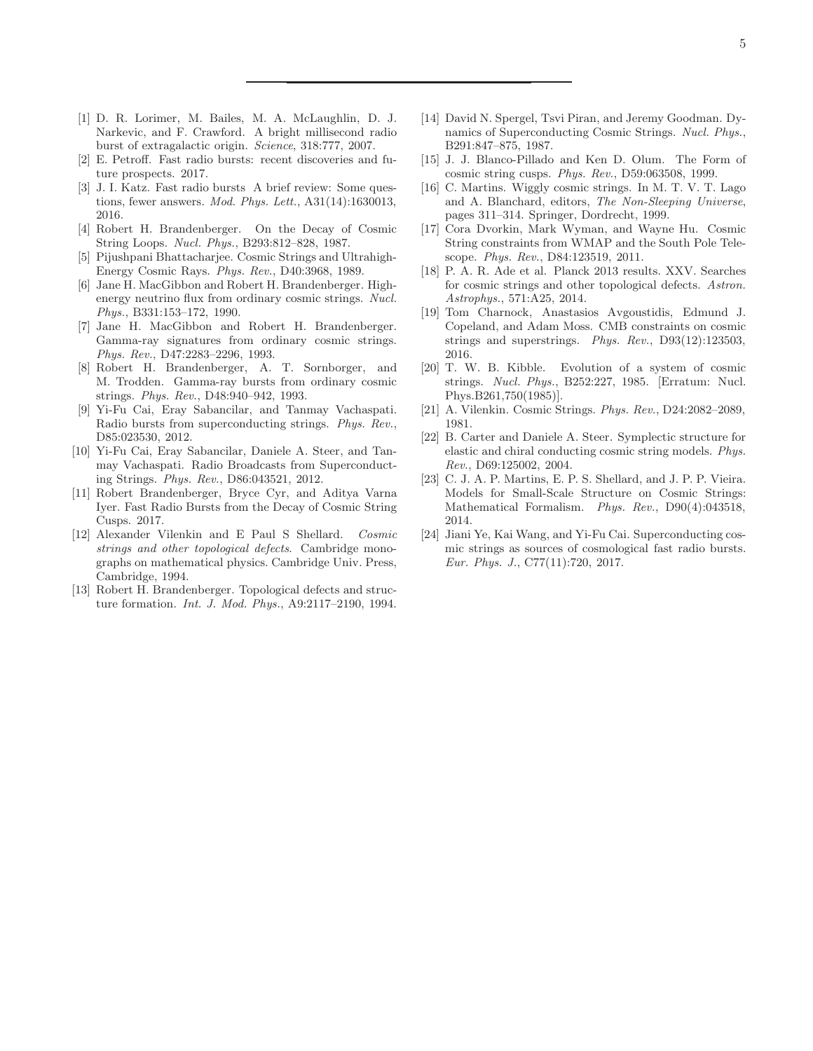[1] D. R. Lorimer, M. Bailes, M. A. McLaughlin, D. J. Narkevic, and F. Crawford. A bright millisecond radio burst of extragalactic origin. *Science*, 318:777, 2007.

[2] E. Petroff. Fast radio bursts: recent discoveries and future prospects. 2017.

[3] J. I. Katz. Fast radio bursts A brief review: Some questions, fewer answers. *Mod. Phys. Lett.*, A31(14):1630013, 2016.

[4] Robert H. Brandenberger. On the Decay of Cosmic String Loops. *Nucl. Phys.*, B293:812–828, 1987.

[5] Pijushpani Bhattacharjee. Cosmic Strings and Ultrahigh-Energy Cosmic Rays. *Phys. Rev.*, D40:3968, 1989.

[6] Jane H. MacGibbon and Robert H. Brandenberger. High-energy neutrino flux from ordinary cosmic strings. *Nucl. Phys.*, B331:153–172, 1990.

[7] Jane H. MacGibbon and Robert H. Brandenberger. Gamma-ray signatures from ordinary cosmic strings. *Phys. Rev.*, D47:2283–2296, 1993.

[8] Robert H. Brandenberger, A. T. Sornborger, and M. Trodden. Gamma-ray bursts from ordinary cosmic strings. *Phys. Rev.*, D48:940–942, 1993.

[9] Yi-Fu Cai, Eray Sabancilar, and Tanmay Vachaspati. Radio bursts from superconducting strings. *Phys. Rev.*, D85:023530, 2012.

[10] Yi-Fu Cai, Eray Sabancilar, Daniele A. Steer, and Tanmay Vachaspati. Radio Broadcasts from Superconducting Strings. *Phys. Rev.*, D86:043521, 2012.

[11] Robert Brandenberger, Bryce Cyr, and Aditya Varna Iyer. Fast Radio Bursts from the Decay of Cosmic String Cusps. 2017.

[12] Alexander Vilenkin and E Paul S Shellard. *Cosmic strings and other topological defects*. Cambridge monographs on mathematical physics. Cambridge Univ. Press, Cambridge, 1994.

[13] Robert H. Brandenberger. Topological defects and structure formation. *Int. J. Mod. Phys.*, A9:2117–2190, 1994.

[14] David N. Spergel, Tsvi Piran, and Jeremy Goodman. Dynamics of Superconducting Cosmic Strings. *Nucl. Phys.*, B291:847–875, 1987.

[15] J. J. Blanco-Pillado and Ken D. Olum. The Form of cosmic string cusps. *Phys. Rev.*, D59:063508, 1999.

[16] C. Martins. Wiggly cosmic strings. In M. T. V. T. Lago and A. Blanchard, editors, *The Non-Sleeping Universe*, pages 311–314. Springer, Dordrecht, 1999.

[17] Cora Dvorkin, Mark Wyman, and Wayne Hu. Cosmic String constraints from WMAP and the South Pole Telescope. *Phys. Rev.*, D84:123519, 2011.

[18] P. A. R. Ade et al. Planck 2013 results. XXV. Searches for cosmic strings and other topological defects. *Astron. Astrophys.*, 571:A25, 2014.

[19] Tom Charnock, Anastasios Avgoustidis, Edmund J. Copeland, and Adam Moss. CMB constraints on cosmic strings and superstrings. *Phys. Rev.*, D93(12):123503, 2016.

[20] T. W. B. Kibble. Evolution of a system of cosmic strings. *Nucl. Phys.*, B252:227, 1985. [Erratum: Nucl. Phys.B261,750(1985)].

[21] A. Vilenkin. Cosmic Strings. *Phys. Rev.*, D24:2082–2089, 1981.

[22] B. Carter and Daniele A. Steer. Symplectic structure for elastic and chiral conducting cosmic string models. *Phys. Rev.*, D69:125002, 2004.

[23] C. J. A. P. Martins, E. P. S. Shellard, and J. P. P. Vieira. Models for Small-Scale Structure on Cosmic Strings: Mathematical Formalism. *Phys. Rev.*, D90(4):043518, 2014.

[24] Jiani Ye, Kai Wang, and Yi-Fu Cai. Superconducting cosmic strings as sources of cosmological fast radio bursts. *Eur. Phys. J.*, C77(11):720, 2017.